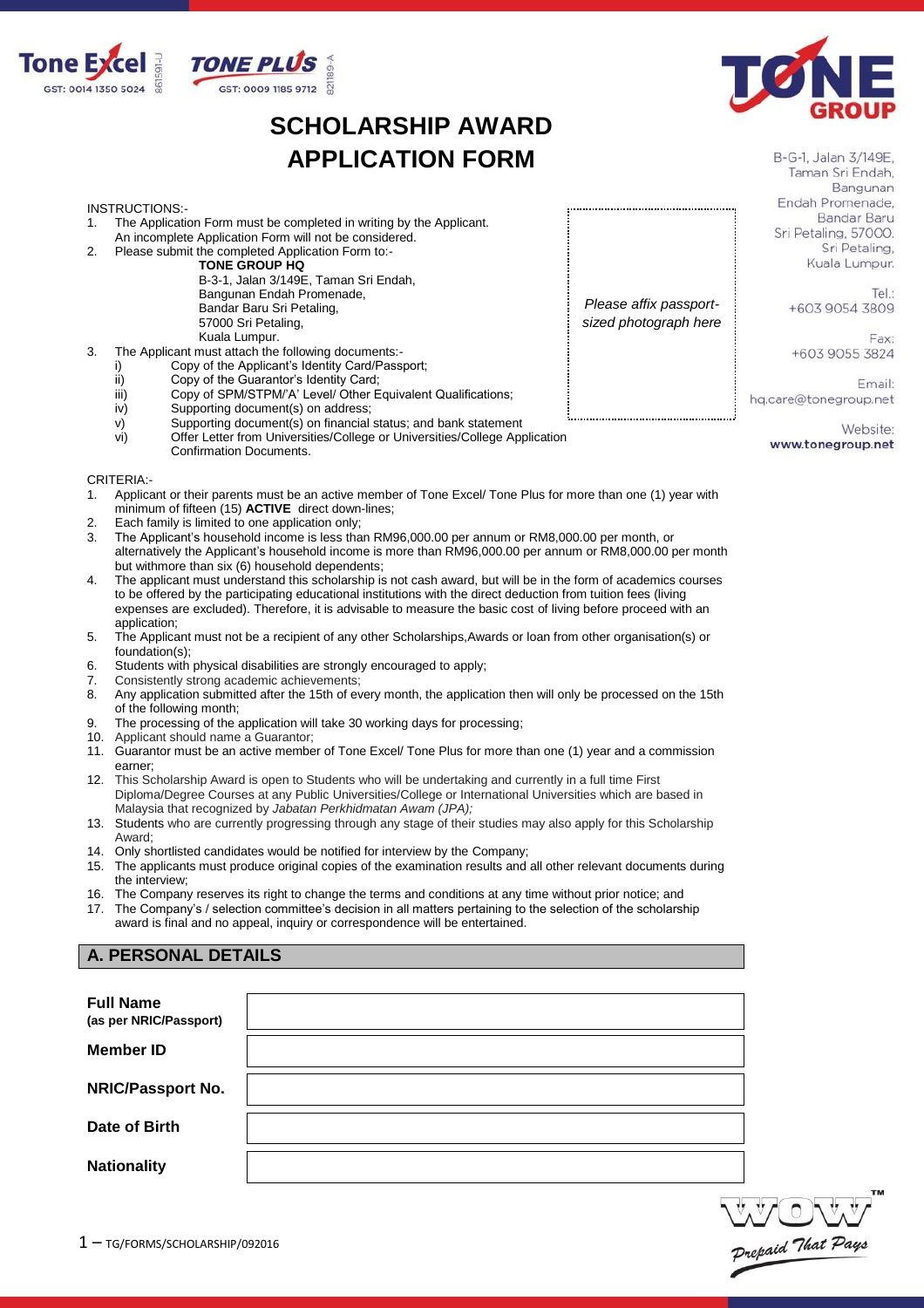Tone Excel GST: 0014 1350 5024 861591-J

TONE PLUS GST: 0009 1185 9712 821189-A

# SCHOLARSHIP AWARD APPLICATION FORM

B-G-1, Jalan 3/149E,
Taman Sri Endah,
Bangunan
Endah Promenade,
Bandar Baru
Sri Petaling, 57000.
Sri Petaling,
Kuala Lumpur.

Tel.:
+603 9054 3809

Fax:
+603 9055 3824

Email:
hq.care@tonegroup.net

Website:
www.tonegroup.net

*Please affix passport-sized photograph here*

INSTRUCTIONS:-

1. The Application Form must be completed in writing by the Applicant. An incomplete Application Form will not be considered.
2. Please submit the completed Application Form to:-
   **TONE GROUP HQ**
   B-3-1, Jalan 3/149E, Taman Sri Endah,
   Bangunan Endah Promenade,
   Bandar Baru Sri Petaling,
   57000 Sri Petaling,
   Kuala Lumpur.
3. The Applicant must attach the following documents:-
   i) Copy of the Applicant's Identity Card/Passport;
   ii) Copy of the Guarantor's Identity Card;
   iii) Copy of SPM/STPM/'A' Level/ Other Equivalent Qualifications;
   iv) Supporting document(s) on address;
   v) Supporting document(s) on financial status; and bank statement
   vi) Offer Letter from Universities/College or Universities/College Application Confirmation Documents.

CRITERIA:-

1. Applicant or their parents must be an active member of Tone Excel/ Tone Plus for more than one (1) year with minimum of fifteen (15) **ACTIVE** direct down-lines;
2. Each family is limited to one application only;
3. The Applicant's household income is less than RM96,000.00 per annum or RM8,000.00 per month, or alternatively the Applicant's household income is more than RM96,000.00 per annum or RM8,000.00 per month but withmore than six (6) household dependents;
4. The applicant must understand this scholarship is not cash award, but will be in the form of academics courses to be offered by the participating educational institutions with the direct deduction from tuition fees (living expenses are excluded). Therefore, it is advisable to measure the basic cost of living before proceed with an application;
5. The Applicant must not be a recipient of any other Scholarships,Awards or loan from other organisation(s) or foundation(s);
6. Students with physical disabilities are strongly encouraged to apply;
7. Consistently strong academic achievements;
8. Any application submitted after the 15th of every month, the application then will only be processed on the 15th of the following month;
9. The processing of the application will take 30 working days for processing;
10. Applicant should name a Guarantor;
11. Guarantor must be an active member of Tone Excel/ Tone Plus for more than one (1) year and a commission earner;
12. This Scholarship Award is open to Students who will be undertaking and currently in a full time First Diploma/Degree Courses at any Public Universities/College or International Universities which are based in Malaysia that recognized by *Jabatan Perkhidmatan Awam (JPA);*
13. Students who are currently progressing through any stage of their studies may also apply for this Scholarship Award;
14. Only shortlisted candidates would be notified for interview by the Company;
15. The applicants must produce original copies of the examination results and all other relevant documents during the interview;
16. The Company reserves its right to change the terms and conditions at any time without prior notice; and
17. The Company's / selection committee's decision in all matters pertaining to the selection of the scholarship award is final and no appeal, inquiry or correspondence will be entertained.

## A. PERSONAL DETAILS

| | |
|---|---|
| **Full Name (as per NRIC/Passport)** | |
| **Member ID** | |
| **NRIC/Passport No.** | |
| **Date of Birth** | |
| **Nationality** | |

TG/FORMS/SCHOLARSHIP/092016

WOW™ *Prepaid That Pays*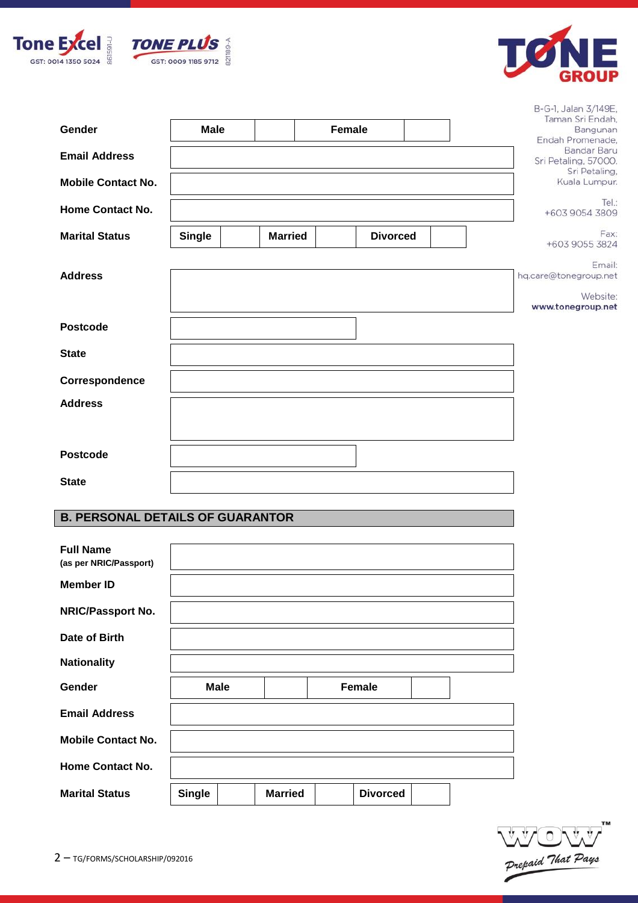Tone Excel GST: 0014 1350 5024 861591-J

TONE PLUS GST: 0009 1185 9712 821189-A

TONE GROUP

B-G-1, Jalan 3/149E,
Taman Sri Endah,
Bangunan
Endah Promenade,
Bandar Baru
Sri Petaling, 57000.
Sri Petaling,
Kuala Lumpur.

Tel.:
+603 9054 3809

Fax:
+603 9055 3824

Email:
hq.care@tonegroup.net

Website:
www.tonegroup.net

| | | | | |
|---|---|---|---|---|
| **Gender** | **Male** | | **Female** | |

| | |
|---|---|
| **Email Address** | |
| **Mobile Contact No.** | |
| **Home Contact No.** | |

| | | | | | | |
|---|---|---|---|---|---|---|
| **Marital Status** | **Single** | | **Married** | | **Divorced** | |

| | |
|---|---|
| **Address** | |
| **Postcode** | |
| **State** | |
| **Correspondence Address** | |
| **Postcode** | |
| **State** | |

## B. PERSONAL DETAILS OF GUARANTOR

| | |
|---|---|
| **Full Name** **(as per NRIC/Passport)** | |
| **Member ID** | |
| **NRIC/Passport No.** | |
| **Date of Birth** | |
| **Nationality** | |

| | | | | |
|---|---|---|---|---|
| **Gender** | **Male** | | **Female** | |

| | |
|---|---|
| **Email Address** | |
| **Mobile Contact No.** | |
| **Home Contact No.** | |

| | | | | | | |
|---|---|---|---|---|---|---|
| **Marital Status** | **Single** | | **Married** | | **Divorced** | |

TG/FORMS/SCHOLARSHIP/092016

WOW™ Prepaid That Pays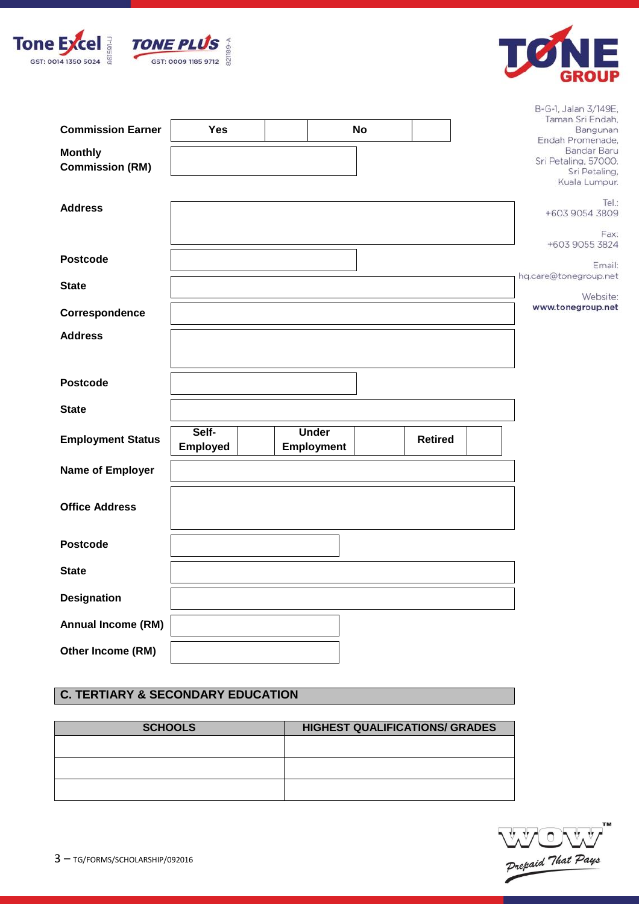Tone Excel GST: 0014 1350 5024 861591-J

TONE PLUS GST: 0009 1185 9712 821189-A

TONE GROUP

B-G-1, Jalan 3/149E, Taman Sri Endah, Bangunan Endah Promenade, Bandar Baru Sri Petaling, 57000. Sri Petaling, Kuala Lumpur.

Tel.: +603 9054 3809

Fax: +603 9055 3824

Email: hq.care@tonegroup.net

Website: www.tonegroup.net

| **Commission Earner** | Yes | | No | |
|---|---|---|---|---|

| | |
|---|---|
| **Monthly Commission (RM)** | |
| **Address** | |
| **Postcode** | |
| **State** | |
| **Correspondence** | |
| **Address** | |
| **Postcode** | |
| **State** | |

| **Employment Status** | Self-Employed | | Under Employment | | Retired | |
|---|---|---|---|---|---|---|

| | |
|---|---|
| **Name of Employer** | |
| **Office Address** | |
| **Postcode** | |
| **State** | |
| **Designation** | |
| **Annual Income (RM)** | |
| **Other Income (RM)** | |

## C. TERTIARY & SECONDARY EDUCATION

| SCHOOLS | HIGHEST QUALIFICATIONS/ GRADES |
|---|---|
| | |
| | |
| | |

TG/FORMS/SCHOLARSHIP/092016

WOW™ Prepaid That Pays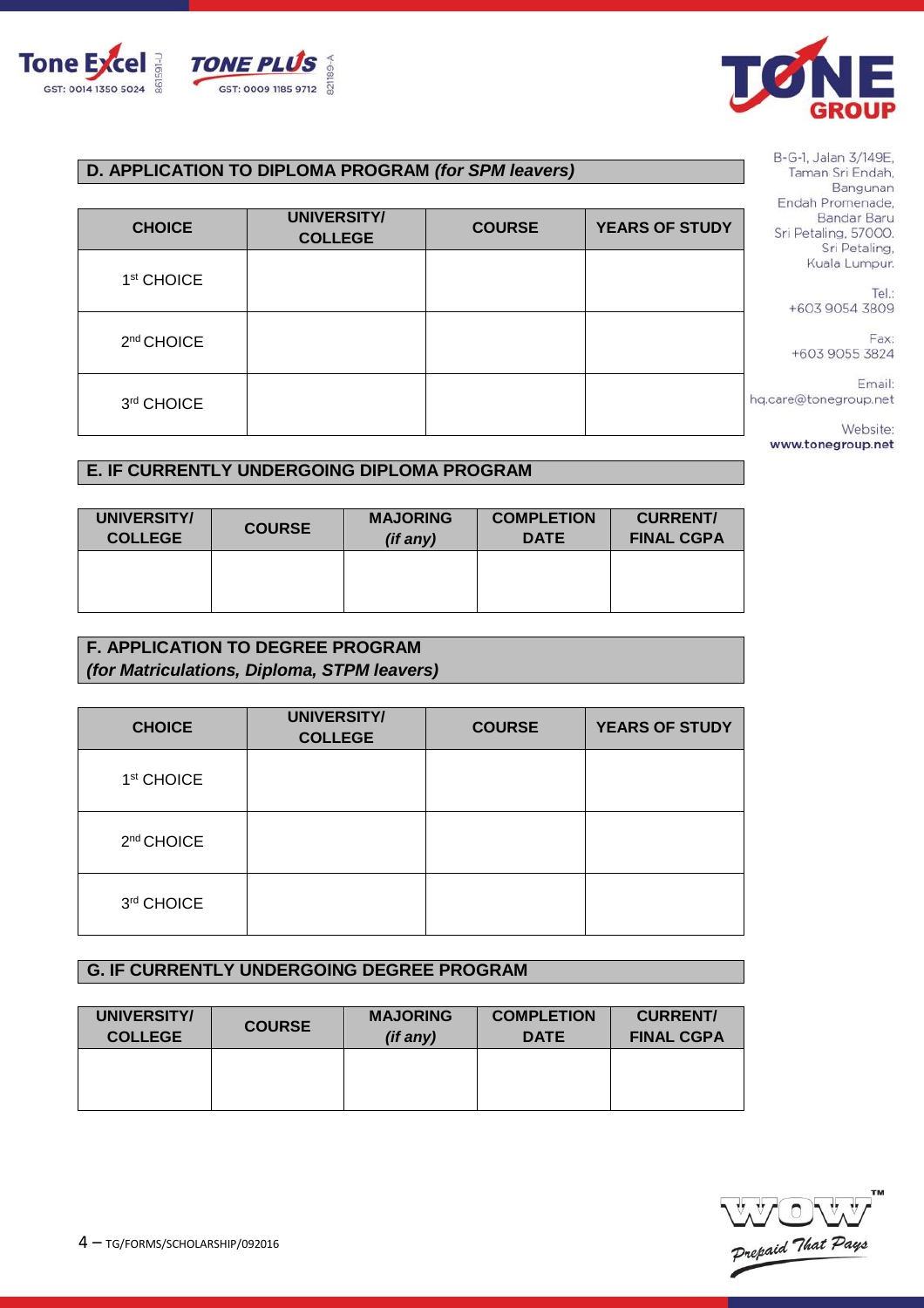Tone Excel GST: 0014 1350 5024 861591-U

TONE PLUS GST: 0009 1185 9712 821189-A

TONE GROUP

B-G-1, Jalan 3/149E,
Taman Sri Endah,
Bangunan
Endah Promenade,
Bandar Baru
Sri Petaling, 57000.
Sri Petaling,
Kuala Lumpur.

Tel.:
+603 9054 3809

Fax:
+603 9055 3824

Email:
hq.care@tonegroup.net

Website:
www.tonegroup.net

## D. APPLICATION TO DIPLOMA PROGRAM *(for SPM leavers)*

| CHOICE | UNIVERSITY/ COLLEGE | COURSE | YEARS OF STUDY |
|---|---|---|---|
| 1st CHOICE | | | |
| 2nd CHOICE | | | |
| 3rd CHOICE | | | |

## E. IF CURRENTLY UNDERGOING DIPLOMA PROGRAM

| UNIVERSITY/ COLLEGE | COURSE | MAJORING *(if any)* | COMPLETION DATE | CURRENT/ FINAL CGPA |
|---|---|---|---|---|
| | | | | |

## F. APPLICATION TO DEGREE PROGRAM *(for Matriculations, Diploma, STPM leavers)*

| CHOICE | UNIVERSITY/ COLLEGE | COURSE | YEARS OF STUDY |
|---|---|---|---|
| 1st CHOICE | | | |
| 2nd CHOICE | | | |
| 3rd CHOICE | | | |

## G. IF CURRENTLY UNDERGOING DEGREE PROGRAM

| UNIVERSITY/ COLLEGE | COURSE | MAJORING *(if any)* | COMPLETION DATE | CURRENT/ FINAL CGPA |
|---|---|---|---|---|
| | | | | |

TG/FORMS/SCHOLARSHIP/092016

WOW™ Prepaid That Pays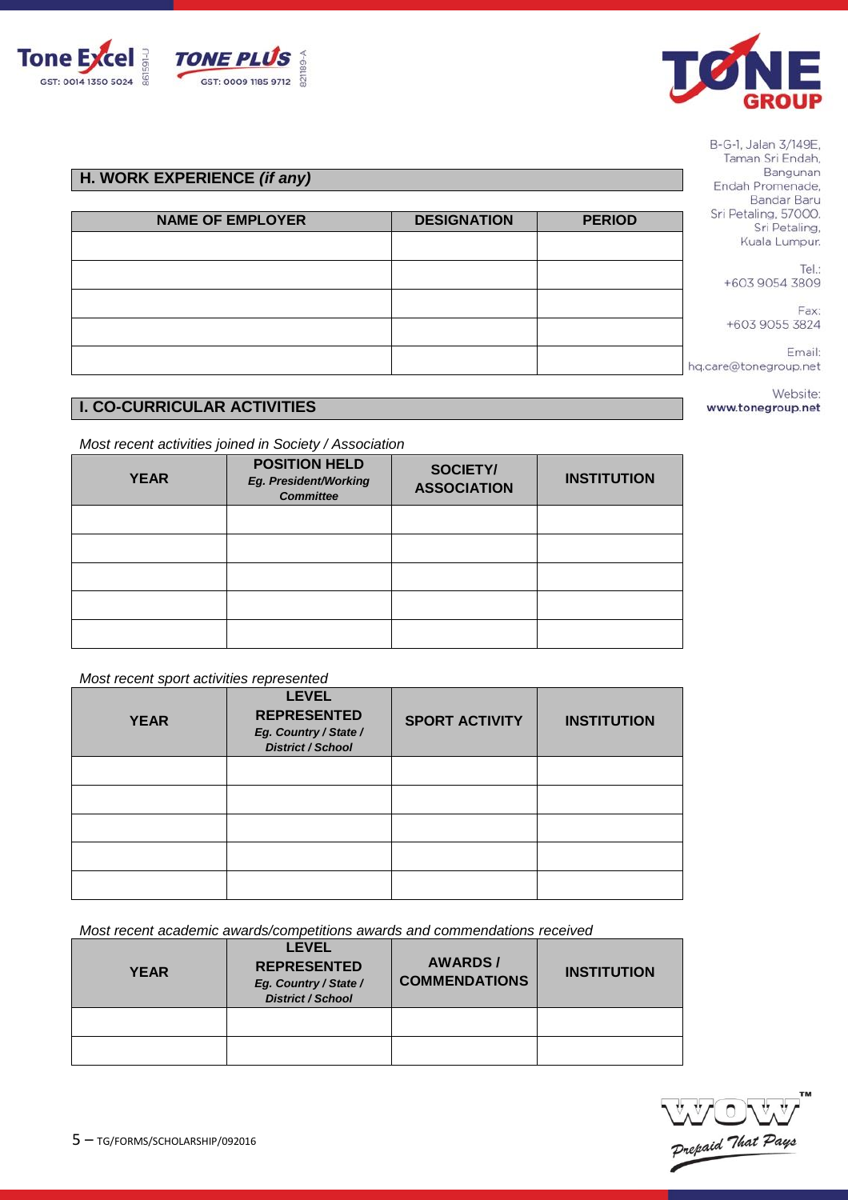B-G-1, Jalan 3/149E,
Taman Sri Endah,
Bangunan
Endah Promenade,
Bandar Baru
Sri Petaling, 57000.
Sri Petaling,
Kuala Lumpur.

Tel.:
+603 9054 3809

Fax:
+603 9055 3824

Email:
hq.care@tonegroup.net

Website:
www.tonegroup.net

## H. WORK EXPERIENCE *(if any)*

| NAME OF EMPLOYER | DESIGNATION | PERIOD |
|---|---|---|
| | | |
| | | |
| | | |
| | | |
| | | |

## I. CO-CURRICULAR ACTIVITIES

*Most recent activities joined in Society / Association*

| YEAR | POSITION HELD *Eg. President/Working Committee* | SOCIETY/ ASSOCIATION | INSTITUTION |
|---|---|---|---|
| | | | |
| | | | |
| | | | |
| | | | |
| | | | |

*Most recent sport activities represented*

| YEAR | LEVEL REPRESENTED *Eg. Country / State / District / School* | SPORT ACTIVITY | INSTITUTION |
|---|---|---|---|
| | | | |
| | | | |
| | | | |
| | | | |
| | | | |

*Most recent academic awards/competitions awards and commendations received*

| YEAR | LEVEL REPRESENTED *Eg. Country / State / District / School* | AWARDS / COMMENDATIONS | INSTITUTION |
|---|---|---|---|
| | | | |
| | | | |

TG/FORMS/SCHOLARSHIP/092016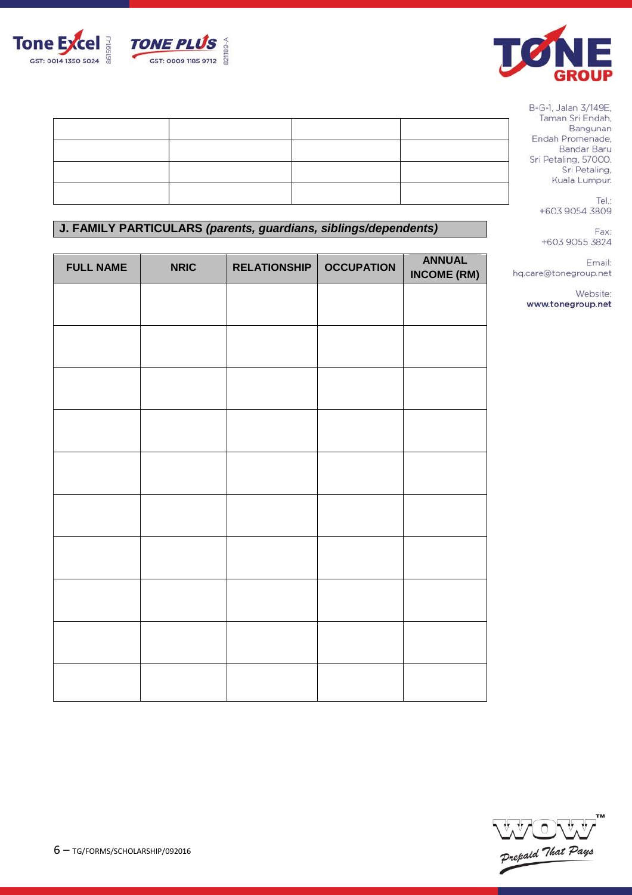| | | | |
|---|---|---|---|
| | | | |
| | | | |
| | | | |
| | | | |

B-G-1, Jalan 3/149E, Taman Sri Endah, Bangunan Endah Promenade, Bandar Baru Sri Petaling, 57000. Sri Petaling, Kuala Lumpur.

Tel.: +603 9054 3809

Fax: +603 9055 3824

Email: hq.care@tonegroup.net

Website: www.tonegroup.net

## J. FAMILY PARTICULARS *(parents, guardians, siblings/dependents)*

| FULL NAME | NRIC | RELATIONSHIP | OCCUPATION | ANNUAL INCOME (RM) |
|---|---|---|---|---|
| | | | | |
| | | | | |
| | | | | |
| | | | | |
| | | | | |
| | | | | |
| | | | | |
| | | | | |
| | | | | |
| | | | | |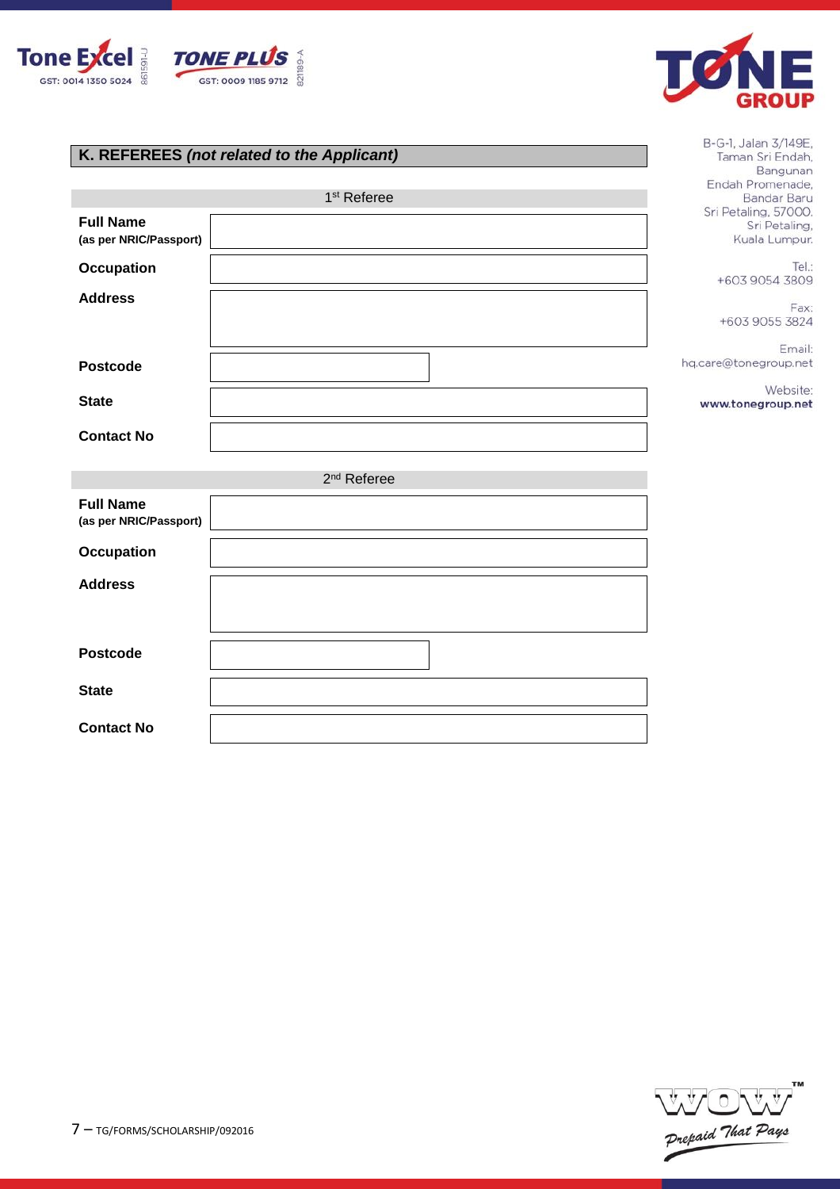Tone Excel GST: 0014 1350 5024 861591-J

TONE PLUS GST: 0009 1185 9712 821189-A

TONE GROUP

B-G-1, Jalan 3/149E, Taman Sri Endah, Bangunan Endah Promenade, Bandar Baru Sri Petaling, 57000. Sri Petaling, Kuala Lumpur.

Tel.: +603 9054 3809

Fax: +603 9055 3824

Email: hq.care@tonegroup.net

Website: www.tonegroup.net

## K. REFEREES *(not related to the Applicant)*

| 1st Referee | |
|---|---|
| **Full Name (as per NRIC/Passport)** | |
| **Occupation** | |
| **Address** | |
| **Postcode** | |
| **State** | |
| **Contact No** | |

| 2nd Referee | |
|---|---|
| **Full Name (as per NRIC/Passport)** | |
| **Occupation** | |
| **Address** | |
| **Postcode** | |
| **State** | |
| **Contact No** | |

TG/FORMS/SCHOLARSHIP/092016

WOW™ Prepaid That Pays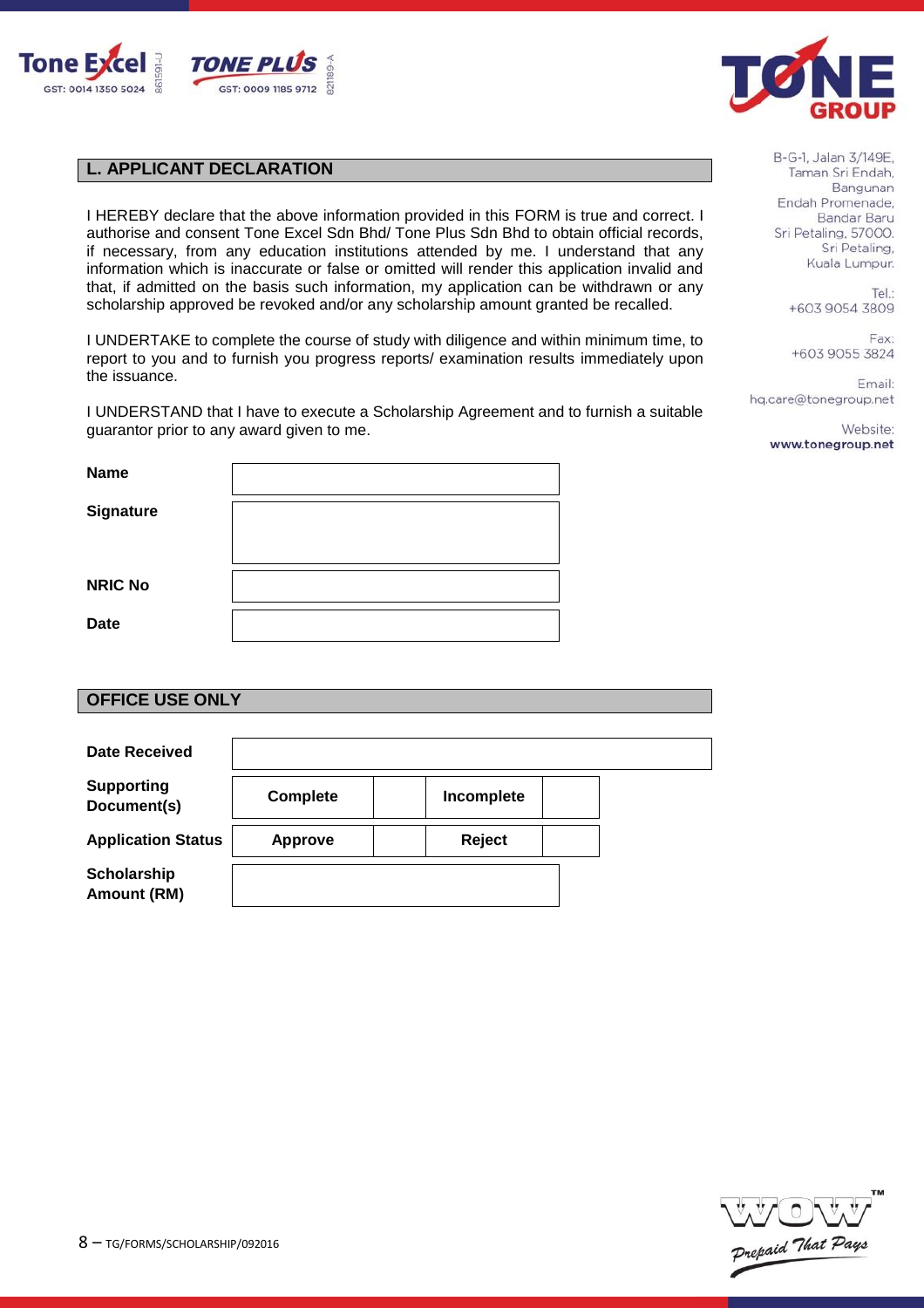Tone Excel GST: 0014 1350 5024 861591-J

TONE PLUS GST: 0009 1185 9712 821189-A

TONE GROUP

B-G-1, Jalan 3/149E,
Taman Sri Endah,
Bangunan
Endah Promenade,
Bandar Baru
Sri Petaling, 57000.
Sri Petaling,
Kuala Lumpur.

Tel.:
+603 9054 3809

Fax:
+603 9055 3824

Email:
hq.care@tonegroup.net

Website:
www.tonegroup.net

## L. APPLICANT DECLARATION

I HEREBY declare that the above information provided in this FORM is true and correct. I authorise and consent Tone Excel Sdn Bhd/ Tone Plus Sdn Bhd to obtain official records, if necessary, from any education institutions attended by me. I understand that any information which is inaccurate or false or omitted will render this application invalid and that, if admitted on the basis such information, my application can be withdrawn or any scholarship approved be revoked and/or any scholarship amount granted be recalled.

I UNDERTAKE to complete the course of study with diligence and within minimum time, to report to you and to furnish you progress reports/ examination results immediately upon the issuance.

I UNDERSTAND that I have to execute a Scholarship Agreement and to furnish a suitable guarantor prior to any award given to me.

| | |
|---|---|
| **Name** | |
| **Signature** | |
| **NRIC No** | |
| **Date** | |

## OFFICE USE ONLY

| | | | | |
|---|---|---|---|---|
| **Date Received** | | | | |
| **Supporting Document(s)** | **Complete** | | **Incomplete** | |
| **Application Status** | **Approve** | | **Reject** | |
| **Scholarship Amount (RM)** | | | | |

TG/FORMS/SCHOLARSHIP/092016

WOW™ Prepaid That Pays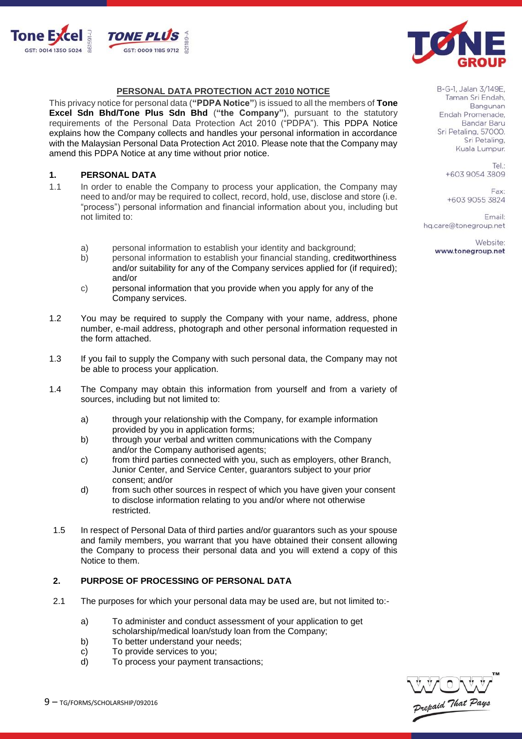Tone Excel GST: 0014 1350 5024 861591-J

TONE PLUS GST: 0009 1185 9712 821189-A

B-G-1, Jalan 3/149E, Taman Sri Endah, Bangunan Endah Promenade, Bandar Baru Sri Petaling, 57000. Sri Petaling, Kuala Lumpur.

Tel.: +603 9054 3809

Fax: +603 9055 3824

Email: hq.care@tonegroup.net

Website: www.tonegroup.net

## PERSONAL DATA PROTECTION ACT 2010 NOTICE

This privacy notice for personal data (**"PDPA Notice"**) is issued to all the members of **Tone Excel Sdn Bhd/Tone Plus Sdn Bhd** (**"the Company"**), pursuant to the statutory requirements of the Personal Data Protection Act 2010 ("PDPA"). This PDPA Notice explains how the Company collects and handles your personal information in accordance with the Malaysian Personal Data Protection Act 2010. Please note that the Company may amend this PDPA Notice at any time without prior notice.

### 1. PERSONAL DATA

1.1 In order to enable the Company to process your application, the Company may need to and/or may be required to collect, record, hold, use, disclose and store (i.e. "process") personal information and financial information about you, including but not limited to:

a) personal information to establish your identity and background;
b) personal information to establish your financial standing, creditworthiness and/or suitability for any of the Company services applied for (if required); and/or
c) personal information that you provide when you apply for any of the Company services.

1.2 You may be required to supply the Company with your name, address, phone number, e-mail address, photograph and other personal information requested in the form attached.

1.3 If you fail to supply the Company with such personal data, the Company may not be able to process your application.

1.4 The Company may obtain this information from yourself and from a variety of sources, including but not limited to:

a) through your relationship with the Company, for example information provided by you in application forms;
b) through your verbal and written communications with the Company and/or the Company authorised agents;
c) from third parties connected with you, such as employers, other Branch, Junior Center, and Service Center, guarantors subject to your prior consent; and/or
d) from such other sources in respect of which you have given your consent to disclose information relating to you and/or where not otherwise restricted.

1.5 In respect of Personal Data of third parties and/or guarantors such as your spouse and family members, you warrant that you have obtained their consent allowing the Company to process their personal data and you will extend a copy of this Notice to them.

### 2. PURPOSE OF PROCESSING OF PERSONAL DATA

2.1 The purposes for which your personal data may be used are, but not limited to:-

a) To administer and conduct assessment of your application to get scholarship/medical loan/study loan from the Company;
b) To better understand your needs;
c) To provide services to you;
d) To process your payment transactions;

9 – TG/FORMS/SCHOLARSHIP/092016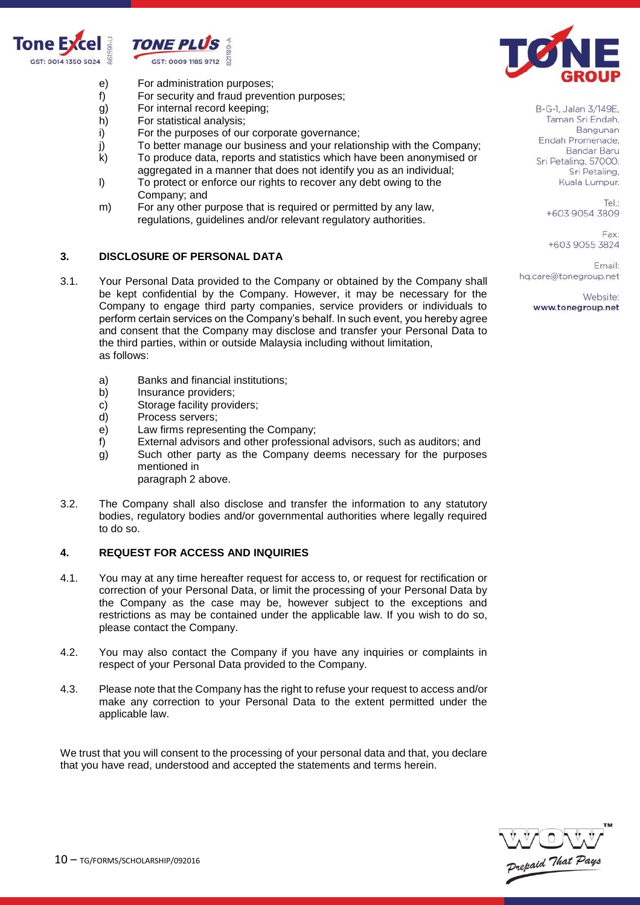e) For administration purposes;
f) For security and fraud prevention purposes;
g) For internal record keeping;
h) For statistical analysis;
i) For the purposes of our corporate governance;
j) To better manage our business and your relationship with the Company;
k) To produce data, reports and statistics which have been anonymised or aggregated in a manner that does not identify you as an individual;
l) To protect or enforce our rights to recover any debt owing to the Company; and
m) For any other purpose that is required or permitted by any law, regulations, guidelines and/or relevant regulatory authorities.

**3. DISCLOSURE OF PERSONAL DATA**

3.1. Your Personal Data provided to the Company or obtained by the Company shall be kept confidential by the Company. However, it may be necessary for the Company to engage third party companies, service providers or individuals to perform certain services on the Company's behalf. In such event, you hereby agree and consent that the Company may disclose and transfer your Personal Data to the third parties, within or outside Malaysia including without limitation, as follows:

a) Banks and financial institutions;
b) Insurance providers;
c) Storage facility providers;
d) Process servers;
e) Law firms representing the Company;
f) External advisors and other professional advisors, such as auditors; and
g) Such other party as the Company deems necessary for the purposes mentioned in paragraph 2 above.

3.2. The Company shall also disclose and transfer the information to any statutory bodies, regulatory bodies and/or governmental authorities where legally required to do so.

**4. REQUEST FOR ACCESS AND INQUIRIES**

4.1. You may at any time hereafter request for access to, or request for rectification or correction of your Personal Data, or limit the processing of your Personal Data by the Company as the case may be, however subject to the exceptions and restrictions as may be contained under the applicable law. If you wish to do so, please contact the Company.

4.2. You may also contact the Company if you have any inquiries or complaints in respect of your Personal Data provided to the Company.

4.3. Please note that the Company has the right to refuse your request to access and/or make any correction to your Personal Data to the extent permitted under the applicable law.

We trust that you will consent to the processing of your personal data and that, you declare that you have read, understood and accepted the statements and terms herein.